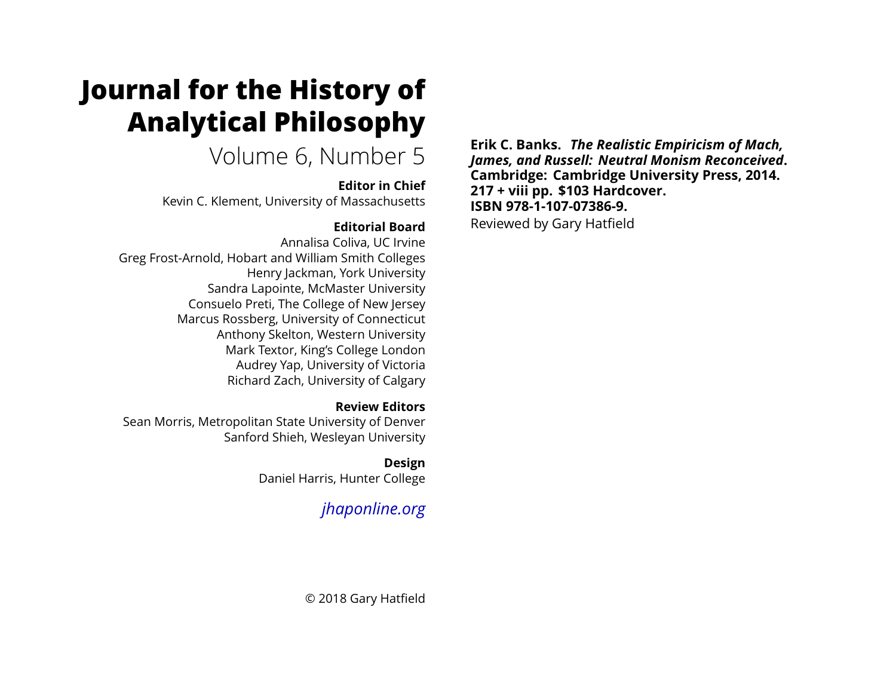# Journal for the History of Analytical Philosophy

Volume 6, Number 5

**Editor in Chief**

Kevin C. Klement, University of Massachusetts

**Editorial Board**

Annalisa Coliva, UC Irvine
Greg Frost-Arnold, Hobart and William Smith Colleges
Henry Jackman, York University
Sandra Lapointe, McMaster University
Consuelo Preti, The College of New Jersey
Marcus Rossberg, University of Connecticut
Anthony Skelton, Western University
Mark Textor, King's College London
Audrey Yap, University of Victoria
Richard Zach, University of Calgary

**Review Editors**

Sean Morris, Metropolitan State University of Denver
Sanford Shieh, Wesleyan University

**Design**

Daniel Harris, Hunter College

*jhaponline.org*

© 2018 Gary Hatfield

**Erik C. Banks. *The Realistic Empiricism of Mach, James, and Russell: Neutral Monism Reconceived*. Cambridge: Cambridge University Press, 2014. 217 + viii pp. $103 Hardcover. ISBN 978-1-107-07386-9.**

Reviewed by Gary Hatfield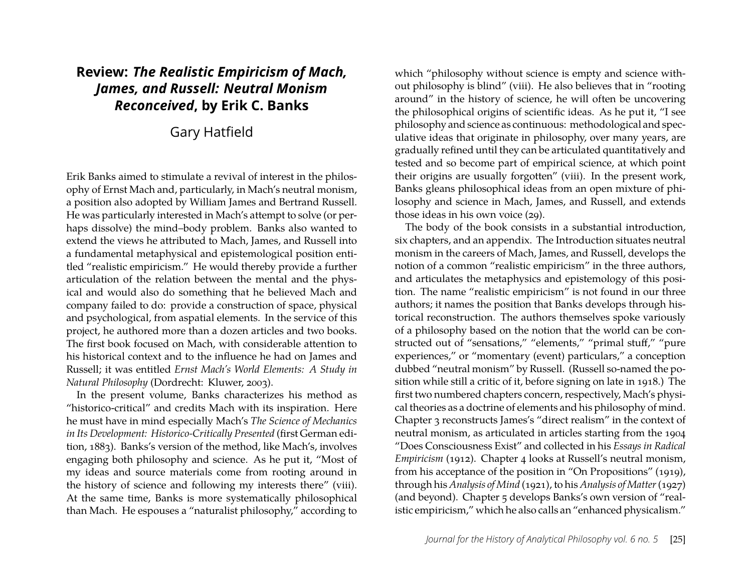# Review: *The Realistic Empiricism of Mach, James, and Russell: Neutral Monism Reconceived*, by Erik C. Banks

Gary Hatfield

Erik Banks aimed to stimulate a revival of interest in the philosophy of Ernst Mach and, particularly, in Mach's neutral monism, a position also adopted by William James and Bertrand Russell. He was particularly interested in Mach's attempt to solve (or perhaps dissolve) the mind–body problem. Banks also wanted to extend the views he attributed to Mach, James, and Russell into a fundamental metaphysical and epistemological position entitled "realistic empiricism." He would thereby provide a further articulation of the relation between the mental and the physical and would also do something that he believed Mach and company failed to do: provide a construction of space, physical and psychological, from aspatial elements. In the service of this project, he authored more than a dozen articles and two books. The first book focused on Mach, with considerable attention to his historical context and to the influence he had on James and Russell; it was entitled *Ernst Mach's World Elements: A Study in Natural Philosophy* (Dordrecht: Kluwer, 2003).

In the present volume, Banks characterizes his method as "historico-critical" and credits Mach with its inspiration. Here he must have in mind especially Mach's *The Science of Mechanics in Its Development: Historico-Critically Presented* (first German edition, 1883). Banks's version of the method, like Mach's, involves engaging both philosophy and science. As he put it, "Most of my ideas and source materials come from rooting around in the history of science and following my interests there" (viii). At the same time, Banks is more systematically philosophical than Mach. He espouses a "naturalist philosophy," according to which "philosophy without science is empty and science without philosophy is blind" (viii). He also believes that in "rooting around" in the history of science, he will often be uncovering the philosophical origins of scientific ideas. As he put it, "I see philosophy and science as continuous: methodological and speculative ideas that originate in philosophy, over many years, are gradually refined until they can be articulated quantitatively and tested and so become part of empirical science, at which point their origins are usually forgotten" (viii). In the present work, Banks gleans philosophical ideas from an open mixture of philosophy and science in Mach, James, and Russell, and extends those ideas in his own voice (29).

The body of the book consists in a substantial introduction, six chapters, and an appendix. The Introduction situates neutral monism in the careers of Mach, James, and Russell, develops the notion of a common "realistic empiricism" in the three authors, and articulates the metaphysics and epistemology of this position. The name "realistic empiricism" is not found in our three authors; it names the position that Banks develops through historical reconstruction. The authors themselves spoke variously of a philosophy based on the notion that the world can be constructed out of "sensations," "elements," "primal stuff," "pure experiences," or "momentary (event) particulars," a conception dubbed "neutral monism" by Russell. (Russell so-named the position while still a critic of it, before signing on late in 1918.) The first two numbered chapters concern, respectively, Mach's physical theories as a doctrine of elements and his philosophy of mind. Chapter 3 reconstructs James's "direct realism" in the context of neutral monism, as articulated in articles starting from the 1904 "Does Consciousness Exist" and collected in his *Essays in Radical Empiricism* (1912). Chapter 4 looks at Russell's neutral monism, from his acceptance of the position in "On Propositions" (1919), through his *Analysis of Mind* (1921), to his *Analysis of Matter* (1927) (and beyond). Chapter 5 develops Banks's own version of "realistic empiricism," which he also calls an "enhanced physicalism."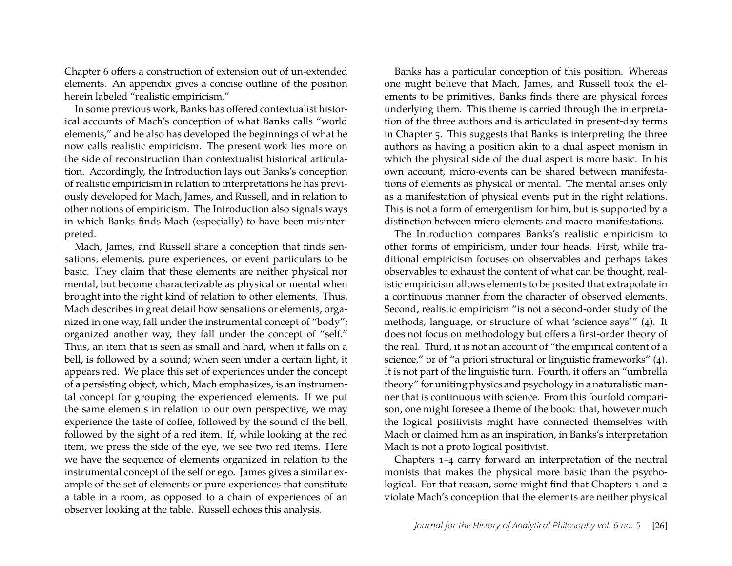Chapter 6 offers a construction of extension out of un-extended elements. An appendix gives a concise outline of the position herein labeled "realistic empiricism."

In some previous work, Banks has offered contextualist historical accounts of Mach's conception of what Banks calls "world elements," and he also has developed the beginnings of what he now calls realistic empiricism. The present work lies more on the side of reconstruction than contextualist historical articulation. Accordingly, the Introduction lays out Banks's conception of realistic empiricism in relation to interpretations he has previously developed for Mach, James, and Russell, and in relation to other notions of empiricism. The Introduction also signals ways in which Banks finds Mach (especially) to have been misinterpreted.

Mach, James, and Russell share a conception that finds sensations, elements, pure experiences, or event particulars to be basic. They claim that these elements are neither physical nor mental, but become characterizable as physical or mental when brought into the right kind of relation to other elements. Thus, Mach describes in great detail how sensations or elements, organized in one way, fall under the instrumental concept of "body"; organized another way, they fall under the concept of "self." Thus, an item that is seen as small and hard, when it falls on a bell, is followed by a sound; when seen under a certain light, it appears red. We place this set of experiences under the concept of a persisting object, which, Mach emphasizes, is an instrumental concept for grouping the experienced elements. If we put the same elements in relation to our own perspective, we may experience the taste of coffee, followed by the sound of the bell, followed by the sight of a red item. If, while looking at the red item, we press the side of the eye, we see two red items. Here we have the sequence of elements organized in relation to the instrumental concept of the self or ego. James gives a similar example of the set of elements or pure experiences that constitute a table in a room, as opposed to a chain of experiences of an observer looking at the table. Russell echoes this analysis.

Banks has a particular conception of this position. Whereas one might believe that Mach, James, and Russell took the elements to be primitives, Banks finds there are physical forces underlying them. This theme is carried through the interpretation of the three authors and is articulated in present-day terms in Chapter 5. This suggests that Banks is interpreting the three authors as having a position akin to a dual aspect monism in which the physical side of the dual aspect is more basic. In his own account, micro-events can be shared between manifestations of elements as physical or mental. The mental arises only as a manifestation of physical events put in the right relations. This is not a form of emergentism for him, but is supported by a distinction between micro-elements and macro-manifestations.

The Introduction compares Banks's realistic empiricism to other forms of empiricism, under four heads. First, while traditional empiricism focuses on observables and perhaps takes observables to exhaust the content of what can be thought, realistic empiricism allows elements to be posited that extrapolate in a continuous manner from the character of observed elements. Second, realistic empiricism "is not a second-order study of the methods, language, or structure of what 'science says'" (4). It does not focus on methodology but offers a first-order theory of the real. Third, it is not an account of "the empirical content of a science," or of "a priori structural or linguistic frameworks" (4). It is not part of the linguistic turn. Fourth, it offers an "umbrella theory" for uniting physics and psychology in a naturalistic manner that is continuous with science. From this fourfold comparison, one might foresee a theme of the book: that, however much the logical positivists might have connected themselves with Mach or claimed him as an inspiration, in Banks's interpretation Mach is not a proto logical positivist.

Chapters 1–4 carry forward an interpretation of the neutral monists that makes the physical more basic than the psychological. For that reason, some might find that Chapters 1 and 2 violate Mach's conception that the elements are neither physical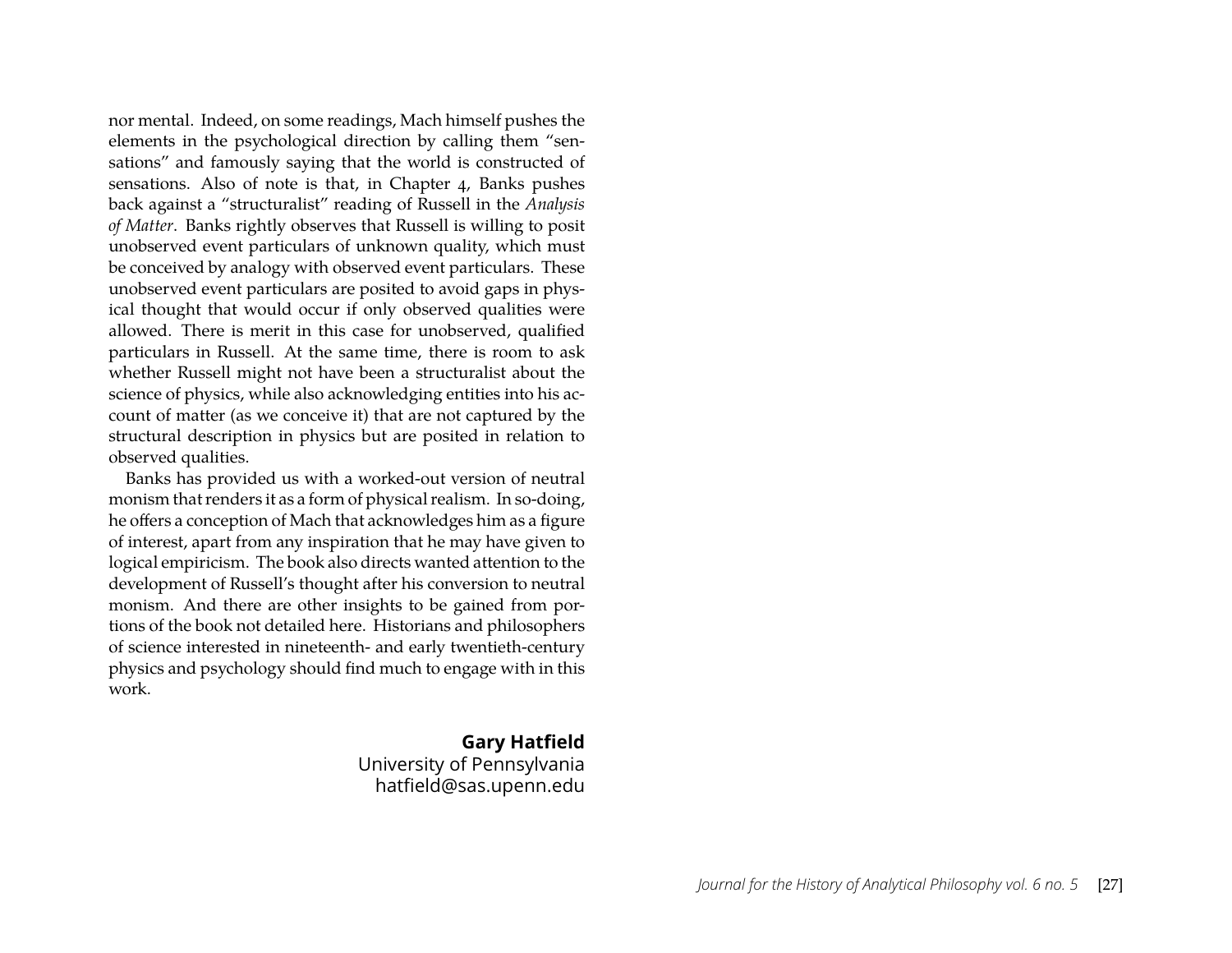nor mental. Indeed, on some readings, Mach himself pushes the elements in the psychological direction by calling them "sensations" and famously saying that the world is constructed of sensations. Also of note is that, in Chapter 4, Banks pushes back against a "structuralist" reading of Russell in the *Analysis of Matter*. Banks rightly observes that Russell is willing to posit unobserved event particulars of unknown quality, which must be conceived by analogy with observed event particulars. These unobserved event particulars are posited to avoid gaps in physical thought that would occur if only observed qualities were allowed. There is merit in this case for unobserved, qualified particulars in Russell. At the same time, there is room to ask whether Russell might not have been a structuralist about the science of physics, while also acknowledging entities into his account of matter (as we conceive it) that are not captured by the structural description in physics but are posited in relation to observed qualities.

Banks has provided us with a worked-out version of neutral monism that renders it as a form of physical realism. In so-doing, he offers a conception of Mach that acknowledges him as a figure of interest, apart from any inspiration that he may have given to logical empiricism. The book also directs wanted attention to the development of Russell's thought after his conversion to neutral monism. And there are other insights to be gained from portions of the book not detailed here. Historians and philosophers of science interested in nineteenth- and early twentieth-century physics and psychology should find much to engage with in this work.

**Gary Hatfield**
University of Pennsylvania
hatfield@sas.upenn.edu